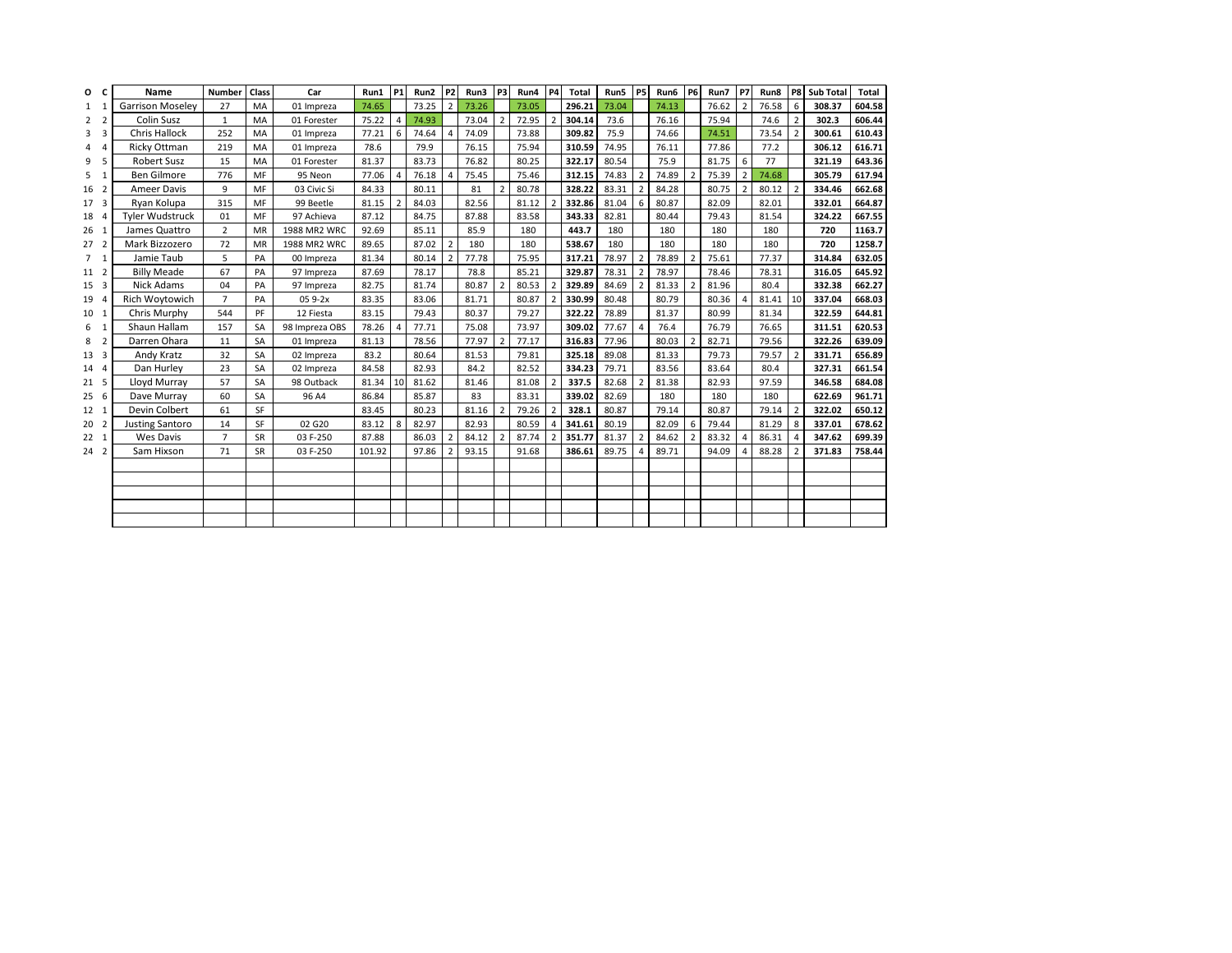| O | C | Name | Number | Class | Car | Run1 | P1 | Run2 | P2 | Run3 | P3 | Run4 | P4 | Total | Run5 | P5 | Run6 | P6 | Run7 | P7 | Run8 | P8 | Sub Total | Total |
|---|---|---|---|---|---|---|---|---|---|---|---|---|---|---|---|---|---|---|---|---|---|---|---|---|
| 1 | 1 | Garrison Moseley | 27 | MA | 01 Impreza | 74.65 | | 73.25 | 2 | 73.26 | | 73.05 | | **296.21** | 73.04 | | 74.13 | | 76.62 | 2 | 76.58 | 6 | **308.37** | **604.58** |
| 2 | 2 | Colin Susz | 1 | MA | 01 Forester | 75.22 | 4 | 74.93 | | 73.04 | 2 | 72.95 | 2 | **304.14** | 73.6 | | 76.16 | | 75.94 | | 74.6 | 2 | **302.3** | **606.44** |
| 3 | 3 | Chris Hallock | 252 | MA | 01 Impreza | 77.21 | 6 | 74.64 | 4 | 74.09 | | 73.88 | | **309.82** | 75.9 | | 74.66 | | 74.51 | | 73.54 | 2 | **300.61** | **610.43** |
| 4 | 4 | Ricky Ottman | 219 | MA | 01 Impreza | 78.6 | | 79.9 | | 76.15 | | 75.94 | | **310.59** | 74.95 | | 76.11 | | 77.86 | | 77.2 | | **306.12** | **616.71** |
| 9 | 5 | Robert Susz | 15 | MA | 01 Forester | 81.37 | | 83.73 | | 76.82 | | 80.25 | | **322.17** | 80.54 | | 75.9 | | 81.75 | 6 | 77 | | **321.19** | **643.36** |
| 5 | 1 | Ben Gilmore | 776 | MF | 95 Neon | 77.06 | 4 | 76.18 | 4 | 75.45 | | 75.46 | | **312.15** | 74.83 | 2 | 74.89 | 2 | 75.39 | 2 | 74.68 | | **305.79** | **617.94** |
| 16 | 2 | Ameer Davis | 9 | MF | 03 Civic Si | 84.33 | | 80.11 | | 81 | 2 | 80.78 | | **328.22** | 83.31 | 2 | 84.28 | | 80.75 | 2 | 80.12 | 2 | **334.46** | **662.68** |
| 17 | 3 | Ryan Kolupa | 315 | MF | 99 Beetle | 81.15 | 2 | 84.03 | | 82.56 | | 81.12 | 2 | **332.86** | 81.04 | 6 | 80.87 | | 82.09 | | 82.01 | | **332.01** | **664.87** |
| 18 | 4 | Tyler Wudstruck | 01 | MF | 97 Achieva | 87.12 | | 84.75 | | 87.88 | | 83.58 | | **343.33** | 82.81 | | 80.44 | | 79.43 | | 81.54 | | **324.22** | **667.55** |
| 26 | 1 | James Quattro | 2 | MR | 1988 MR2 WRC | 92.69 | | 85.11 | | 85.9 | | 180 | | **443.7** | 180 | | 180 | | 180 | | 180 | | **720** | **1163.7** |
| 27 | 2 | Mark Bizzozero | 72 | MR | 1988 MR2 WRC | 89.65 | | 87.02 | 2 | 180 | | 180 | | **538.67** | 180 | | 180 | | 180 | | 180 | | **720** | **1258.7** |
| 7 | 1 | Jamie Taub | 5 | PA | 00 Impreza | 81.34 | | 80.14 | 2 | 77.78 | | 75.95 | | **317.21** | 78.97 | 2 | 78.89 | 2 | 75.61 | | 77.37 | | **314.84** | **632.05** |
| 11 | 2 | Billy Meade | 67 | PA | 97 Impreza | 87.69 | | 78.17 | | 78.8 | | 85.21 | | **329.87** | 78.31 | 2 | 78.97 | | 78.46 | | 78.31 | | **316.05** | **645.92** |
| 15 | 3 | Nick Adams | 04 | PA | 97 Impreza | 82.75 | | 81.74 | | 80.87 | 2 | 80.53 | 2 | **329.89** | 84.69 | 2 | 81.33 | 2 | 81.96 | | 80.4 | | **332.38** | **662.27** |
| 19 | 4 | Rich Woytowich | 7 | PA | 05 9-2x | 83.35 | | 83.06 | | 81.71 | | 80.87 | 2 | **330.99** | 80.48 | | 80.79 | | 80.36 | 4 | 81.41 | 10 | **337.04** | **668.03** |
| 10 | 1 | Chris Murphy | 544 | PF | 12 Fiesta | 83.15 | | 79.43 | | 80.37 | | 79.27 | | **322.22** | 78.89 | | 81.37 | | 80.99 | | 81.34 | | **322.59** | **644.81** |
| 6 | 1 | Shaun Hallam | 157 | SA | 98 Impreza OBS | 78.26 | 4 | 77.71 | | 75.08 | | 73.97 | | **309.02** | 77.67 | 4 | 76.4 | | 76.79 | | 76.65 | | **311.51** | **620.53** |
| 8 | 2 | Darren Ohara | 11 | SA | 01 Impreza | 81.13 | | 78.56 | | 77.97 | 2 | 77.17 | | **316.83** | 77.96 | | 80.03 | 2 | 82.71 | | 79.56 | | **322.26** | **639.09** |
| 13 | 3 | Andy Kratz | 32 | SA | 02 Impreza | 83.2 | | 80.64 | | 81.53 | | 79.81 | | **325.18** | 89.08 | | 81.33 | | 79.73 | | 79.57 | 2 | **331.71** | **656.89** |
| 14 | 4 | Dan Hurley | 23 | SA | 02 Impreza | 84.58 | | 82.93 | | 84.2 | | 82.52 | | **334.23** | 79.71 | | 83.56 | | 83.64 | | 80.4 | | **327.31** | **661.54** |
| 21 | 5 | Lloyd Murray | 57 | SA | 98 Outback | 81.34 | 10 | 81.62 | | 81.46 | | 81.08 | 2 | **337.5** | 82.68 | 2 | 81.38 | | 82.93 | | 97.59 | | **346.58** | **684.08** |
| 25 | 6 | Dave Murray | 60 | SA | 96 A4 | 86.84 | | 85.87 | | 83 | | 83.31 | | **339.02** | 82.69 | | 180 | | 180 | | 180 | | **622.69** | **961.71** |
| 12 | 1 | Devin Colbert | 61 | SF | | 83.45 | | 80.23 | | 81.16 | 2 | 79.26 | 2 | **328.1** | 80.87 | | 79.14 | | 80.87 | | 79.14 | 2 | **322.02** | **650.12** |
| 20 | 2 | Justing Santoro | 14 | SF | 02 G20 | 83.12 | 8 | 82.97 | | 82.93 | | 80.59 | 4 | **341.61** | 80.19 | | 82.09 | 6 | 79.44 | | 81.29 | 8 | **337.01** | **678.62** |
| 22 | 1 | Wes Davis | 7 | SR | 03 F-250 | 87.88 | | 86.03 | 2 | 84.12 | 2 | 87.74 | 2 | **351.77** | 81.37 | 2 | 84.62 | 2 | 83.32 | 4 | 86.31 | 4 | **347.62** | **699.39** |
| 24 | 2 | Sam Hixson | 71 | SR | 03 F-250 | 101.92 | | 97.86 | 2 | 93.15 | | 91.68 | | **386.61** | 89.75 | 4 | 89.71 | | 94.09 | 4 | 88.28 | 2 | **371.83** | **758.44** |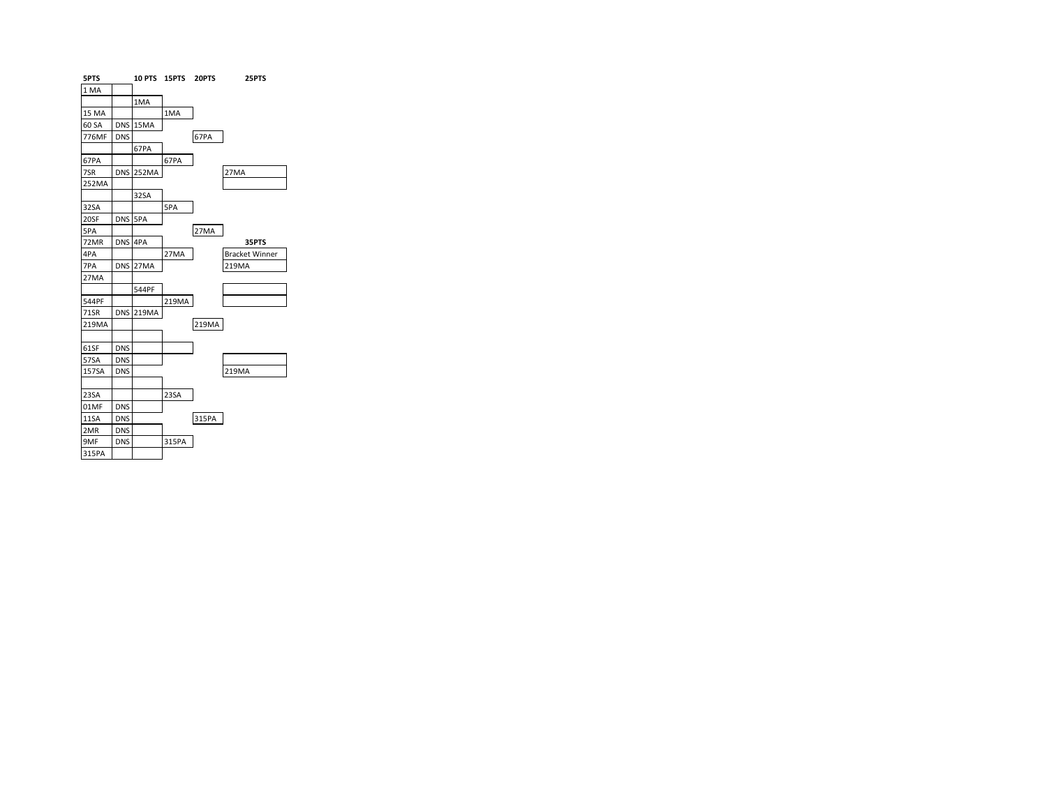| 5PTS | | 10 PTS | 15PTS | 20PTS | 25PTS |
|---|---|---|---|---|---|
| 1 MA | | | | | |
| | | 1MA | | | |
| 15 MA | | | 1MA | | |
| 60 SA | DNS | 15MA | | | |
| 776MF | DNS | | | 67PA | |
| | | 67PA | | | |
| 67PA | | | 67PA | | |
| 7SR | DNS | 252MA | | | 27MA |
| 252MA | | | | | |
| | | 32SA | | | |
| 32SA | | | 5PA | | |
| 20SF | DNS | 5PA | | | |
| 5PA | | | | 27MA | |
| 72MR | DNS | 4PA | | | **35PTS** |
| 4PA | | | 27MA | | Bracket Winner |
| 7PA | DNS | 27MA | | | 219MA |
| 27MA | | | | | |
| | | 544PF | | | |
| 544PF | | | 219MA | | |
| 71SR | DNS | 219MA | | | |
| 219MA | | | | 219MA | |
| | | | | | |
| 61SF | DNS | | | | |
| 57SA | DNS | | | | |
| 157SA | DNS | | | | 219MA |
| | | | | | |
| 23SA | | | 23SA | | |
| 01MF | DNS | | | | |
| 11SA | DNS | | | 315PA | |
| 2MR | DNS | | | | |
| 9MF | DNS | | 315PA | | |
| 315PA | | | | | |